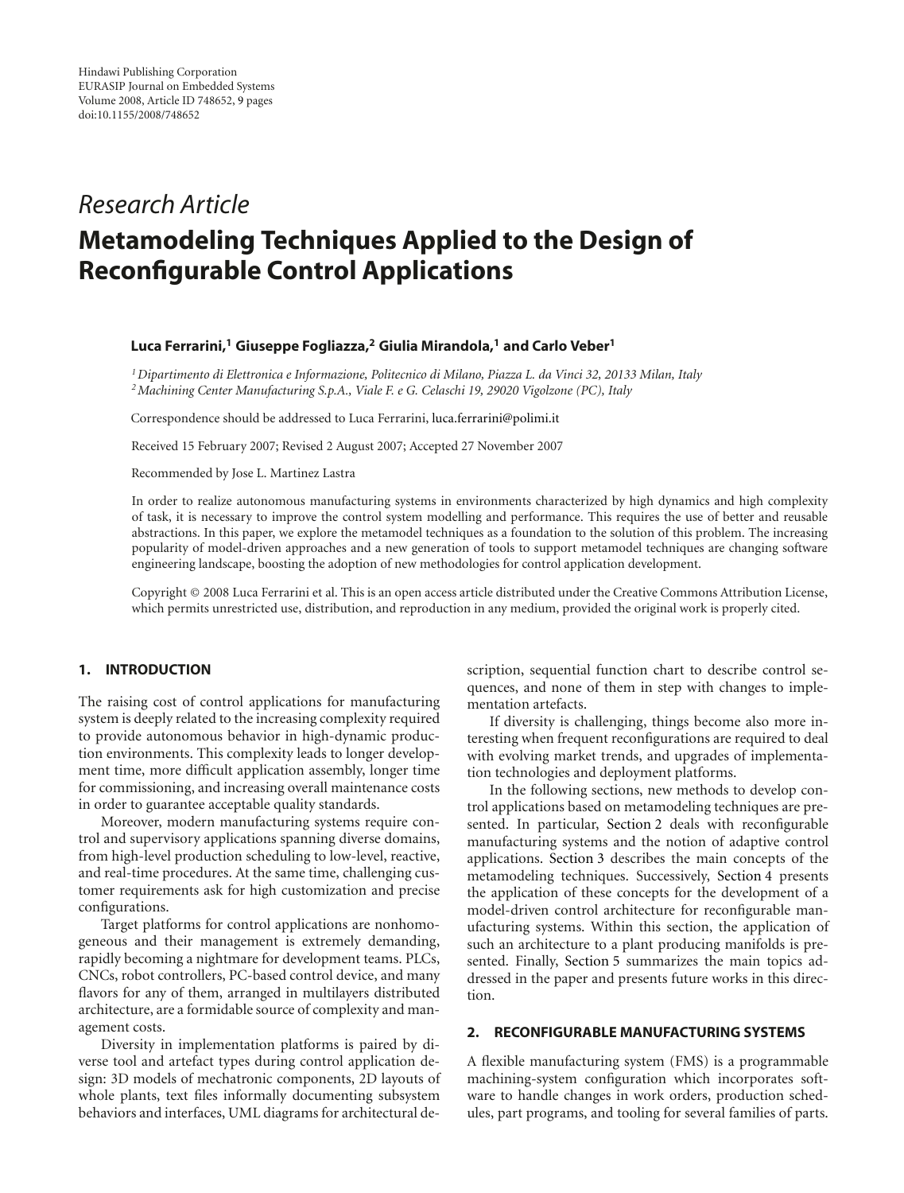Hindawi Publishing Corporation
EURASIP Journal on Embedded Systems
Volume 2008, Article ID 748652, 9 pages
doi:10.1155/2008/748652

*Research Article*

# Metamodeling Techniques Applied to the Design of Reconfigurable Control Applications

**Luca Ferrarini,[1] Giuseppe Fogliazza,[2] Giulia Mirandola,[1] and Carlo Veber[1]**

[1] *Dipartimento di Elettronica e Informazione, Politecnico di Milano, Piazza L. da Vinci 32, 20133 Milan, Italy*
[2] *Machining Center Manufacturing S.p.A., Viale F. e G. Celaschi 19, 29020 Vigolzone (PC), Italy*

Correspondence should be addressed to Luca Ferrarini, luca.ferrarini@polimi.it

Received 15 February 2007; Revised 2 August 2007; Accepted 27 November 2007

Recommended by Jose L. Martinez Lastra

In order to realize autonomous manufacturing systems in environments characterized by high dynamics and high complexity of task, it is necessary to improve the control system modelling and performance. This requires the use of better and reusable abstractions. In this paper, we explore the metamodel techniques as a foundation to the solution of this problem. The increasing popularity of model-driven approaches and a new generation of tools to support metamodel techniques are changing software engineering landscape, boosting the adoption of new methodologies for control application development.

Copyright © 2008 Luca Ferrarini et al. This is an open access article distributed under the Creative Commons Attribution License, which permits unrestricted use, distribution, and reproduction in any medium, provided the original work is properly cited.

## 1. INTRODUCTION

The raising cost of control applications for manufacturing system is deeply related to the increasing complexity required to provide autonomous behavior in high-dynamic production environments. This complexity leads to longer development time, more difficult application assembly, longer time for commissioning, and increasing overall maintenance costs in order to guarantee acceptable quality standards.

Moreover, modern manufacturing systems require control and supervisory applications spanning diverse domains, from high-level production scheduling to low-level, reactive, and real-time procedures. At the same time, challenging customer requirements ask for high customization and precise configurations.

Target platforms for control applications are nonhomogeneous and their management is extremely demanding, rapidly becoming a nightmare for development teams. PLCs, CNCs, robot controllers, PC-based control device, and many flavors for any of them, arranged in multilayers distributed architecture, are a formidable source of complexity and management costs.

Diversity in implementation platforms is paired by diverse tool and artefact types during control application design: 3D models of mechatronic components, 2D layouts of whole plants, text files informally documenting subsystem behaviors and interfaces, UML diagrams for architectural description, sequential function chart to describe control sequences, and none of them in step with changes to implementation artefacts.

If diversity is challenging, things become also more interesting when frequent reconfigurations are required to deal with evolving market trends, and upgrades of implementation technologies and deployment platforms.

In the following sections, new methods to develop control applications based on metamodeling techniques are presented. In particular, Section 2 deals with reconfigurable manufacturing systems and the notion of adaptive control applications. Section 3 describes the main concepts of the metamodeling techniques. Successively, Section 4 presents the application of these concepts for the development of a model-driven control architecture for reconfigurable manufacturing systems. Within this section, the application of such an architecture to a plant producing manifolds is presented. Finally, Section 5 summarizes the main topics addressed in the paper and presents future works in this direction.

## 2. RECONFIGURABLE MANUFACTURING SYSTEMS

A flexible manufacturing system (FMS) is a programmable machining-system configuration which incorporates software to handle changes in work orders, production schedules, part programs, and tooling for several families of parts.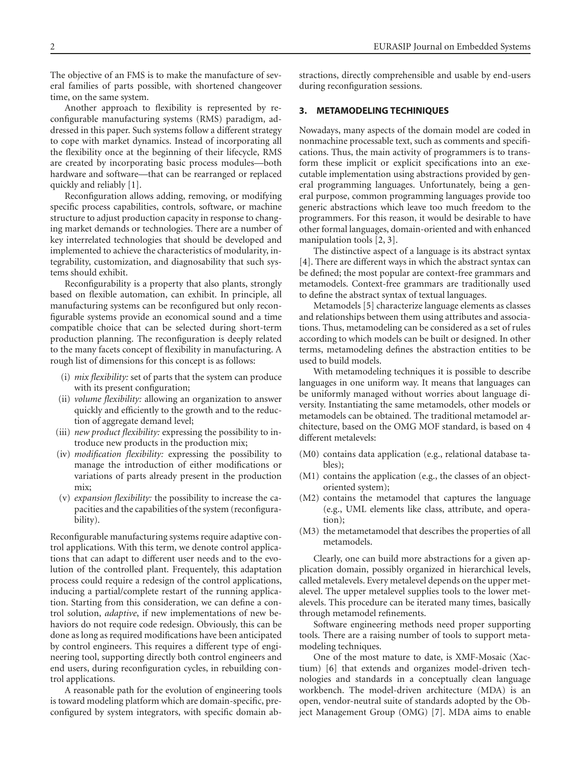The objective of an FMS is to make the manufacture of several families of parts possible, with shortened changeover time, on the same system.

Another approach to flexibility is represented by reconfigurable manufacturing systems (RMS) paradigm, addressed in this paper. Such systems follow a different strategy to cope with market dynamics. Instead of incorporating all the flexibility once at the beginning of their lifecycle, RMS are created by incorporating basic process modules—both hardware and software—that can be rearranged or replaced quickly and reliably [1].

Reconfiguration allows adding, removing, or modifying specific process capabilities, controls, software, or machine structure to adjust production capacity in response to changing market demands or technologies. There are a number of key interrelated technologies that should be developed and implemented to achieve the characteristics of modularity, integrability, customization, and diagnosability that such systems should exhibit.

Reconfigurability is a property that also plants, strongly based on flexible automation, can exhibit. In principle, all manufacturing systems can be reconfigured but only reconfigurable systems provide an economical sound and a time compatible choice that can be selected during short-term production planning. The reconfiguration is deeply related to the many facets concept of flexibility in manufacturing. A rough list of dimensions for this concept is as follows:

- (i) *mix flexibility:* set of parts that the system can produce with its present configuration;
- (ii) *volume flexibility:* allowing an organization to answer quickly and efficiently to the growth and to the reduction of aggregate demand level;
- (iii) *new product flexibility:* expressing the possibility to introduce new products in the production mix;
- (iv) *modification flexibility:* expressing the possibility to manage the introduction of either modifications or variations of parts already present in the production mix;
- (v) *expansion flexibility:* the possibility to increase the capacities and the capabilities of the system (reconfigurability).

Reconfigurable manufacturing systems require adaptive control applications. With this term, we denote control applications that can adapt to different user needs and to the evolution of the controlled plant. Frequentely, this adaptation process could require a redesign of the control applications, inducing a partial/complete restart of the running application. Starting from this consideration, we can define a control solution, *adaptive*, if new implementations of new behaviors do not require code redesign. Obviously, this can be done as long as required modifications have been anticipated by control engineers. This requires a different type of engineering tool, supporting directly both control engineers and end users, during reconfiguration cycles, in rebuilding control applications.

A reasonable path for the evolution of engineering tools is toward modeling platform which are domain-specific, preconfigured by system integrators, with specific domain abstractions, directly comprehensible and usable by end-users during reconfiguration sessions.

## 3. METAMODELING TECHINIQUES

Nowadays, many aspects of the domain model are coded in nonmachine processable text, such as comments and specifications. Thus, the main activity of programmers is to transform these implicit or explicit specifications into an executable implementation using abstractions provided by general programming languages. Unfortunately, being a general purpose, common programming languages provide too generic abstractions which leave too much freedom to the programmers. For this reason, it would be desirable to have other formal languages, domain-oriented and with enhanced manipulation tools [2, 3].

The distinctive aspect of a language is its abstract syntax [4]. There are different ways in which the abstract syntax can be defined; the most popular are context-free grammars and metamodels. Context-free grammars are traditionally used to define the abstract syntax of textual languages.

Metamodels [5] characterize language elements as classes and relationships between them using attributes and associations. Thus, metamodeling can be considered as a set of rules according to which models can be built or designed. In other terms, metamodeling defines the abstraction entities to be used to build models.

With metamodeling techniques it is possible to describe languages in one uniform way. It means that languages can be uniformly managed without worries about language diversity. Instantiating the same metamodels, other models or metamodels can be obtained. The traditional metamodel architecture, based on the OMG MOF standard, is based on 4 different metalevels:

- (M0) contains data application (e.g., relational database tables);
- (M1) contains the application (e.g., the classes of an object-oriented system);
- (M2) contains the metamodel that captures the language (e.g., UML elements like class, attribute, and operation);
- (M3) the metametamodel that describes the properties of all metamodels.

Clearly, one can build more abstractions for a given application domain, possibly organized in hierarchical levels, called metalevels. Every metalevel depends on the upper metalevel. The upper metalevel supplies tools to the lower metalevels. This procedure can be iterated many times, basically through metamodel refinements.

Software engineering methods need proper supporting tools. There are a raising number of tools to support metamodeling techniques.

One of the most mature to date, is XMF-Mosaic (Xactium) [6] that extends and organizes model-driven technologies and standards in a conceptually clean language workbench. The model-driven architecture (MDA) is an open, vendor-neutral suite of standards adopted by the Object Management Group (OMG) [7]. MDA aims to enable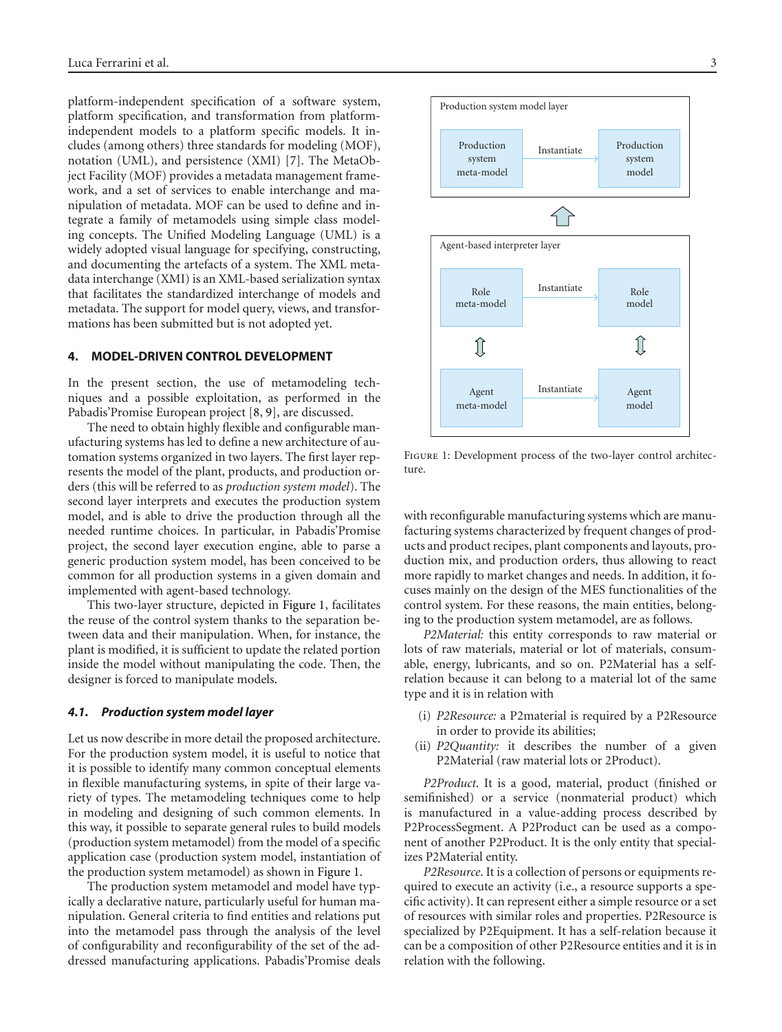platform-independent specification of a software system, platform specification, and transformation from platform-independent models to a platform specific models. It includes (among others) three standards for modeling (MOF), notation (UML), and persistence (XMI) [7]. The MetaObject Facility (MOF) provides a metadata management framework, and a set of services to enable interchange and manipulation of metadata. MOF can be used to define and integrate a family of metamodels using simple class modeling concepts. The Unified Modeling Language (UML) is a widely adopted visual language for specifying, constructing, and documenting the artefacts of a system. The XML metadata interchange (XMI) is an XML-based serialization syntax that facilitates the standardized interchange of models and metadata. The support for model query, views, and transformations has been submitted but is not adopted yet.

## 4. MODEL-DRIVEN CONTROL DEVELOPMENT

In the present section, the use of metamodeling techniques and a possible exploitation, as performed in the Pabadis'Promise European project [8, 9], are discussed.

The need to obtain highly flexible and configurable manufacturing systems has led to define a new architecture of automation systems organized in two layers. The first layer represents the model of the plant, products, and production orders (this will be referred to as *production system model*). The second layer interprets and executes the production system model, and is able to drive the production through all the needed runtime choices. In particular, in Pabadis'Promise project, the second layer execution engine, able to parse a generic production system model, has been conceived to be common for all production systems in a given domain and implemented with agent-based technology.

This two-layer structure, depicted in Figure 1, facilitates the reuse of the control system thanks to the separation between data and their manipulation. When, for instance, the plant is modified, it is sufficient to update the related portion inside the model without manipulating the code. Then, the designer is forced to manipulate models.

Production system model layer

Production system meta-model → Instantiate → Production system model

Agent-based interpreter layer

Role meta-model → Instantiate → Role model

Agent meta-model → Instantiate → Agent model

Figure 1: Development process of the two-layer control architecture.

### 4.1. Production system model layer

Let us now describe in more detail the proposed architecture. For the production system model, it is useful to notice that it is possible to identify many common conceptual elements in flexible manufacturing systems, in spite of their large variety of types. The metamodeling techniques come to help in modeling and designing of such common elements. In this way, it possible to separate general rules to build models (production system metamodel) from the model of a specific application case (production system model, instantiation of the production system metamodel) as shown in Figure 1.

The production system metamodel and model have typically a declarative nature, particularly useful for human manipulation. General criteria to find entities and relations put into the metamodel pass through the analysis of the level of configurability and reconfigurability of the set of the addressed manufacturing applications. Pabadis'Promise deals with reconfigurable manufacturing systems which are manufacturing systems characterized by frequent changes of products and product recipes, plant components and layouts, production mix, and production orders, thus allowing to react more rapidly to market changes and needs. In addition, it focuses mainly on the design of the MES functionalities of the control system. For these reasons, the main entities, belonging to the production system metamodel, are as follows.

*P2Material:* this entity corresponds to raw material or lots of raw materials, material or lot of materials, consumable, energy, lubricants, and so on. P2Material has a self-relation because it can belong to a material lot of the same type and it is in relation with

- (i) *P2Resource:* a P2material is required by a P2Resource in order to provide its abilities;
- (ii) *P2Quantity:* it describes the number of a given P2Material (raw material lots or 2Product).

*P2Product.* It is a good, material, product (finished or semifinished) or a service (nonmaterial product) which is manufactured in a value-adding process described by P2ProcessSegment. A P2Product can be used as a component of another P2Product. It is the only entity that specializes P2Material entity.

*P2Resource.* It is a collection of persons or equipments required to execute an activity (i.e., a resource supports a specific activity). It can represent either a simple resource or a set of resources with similar roles and properties. P2Resource is specialized by P2Equipment. It has a self-relation because it can be a composition of other P2Resource entities and it is in relation with the following.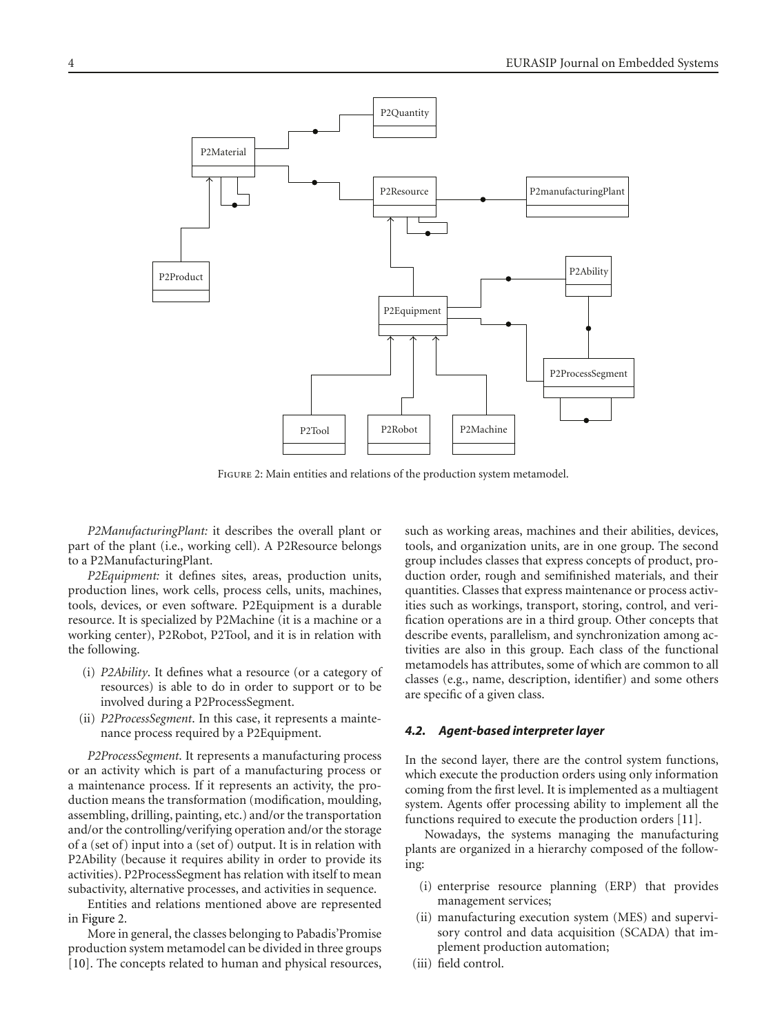Figure 2: Main entities and relations of the production system metamodel.

*P2ManufacturingPlant:* it describes the overall plant or part of the plant (i.e., working cell). A P2Resource belongs to a P2ManufacturingPlant.

*P2Equipment:* it defines sites, areas, production units, production lines, work cells, process cells, units, machines, tools, devices, or even software. P2Equipment is a durable resource. It is specialized by P2Machine (it is a machine or a working center), P2Robot, P2Tool, and it is in relation with the following.

(i) *P2Ability*. It defines what a resource (or a category of resources) is able to do in order to support or to be involved during a P2ProcessSegment.

(ii) *P2ProcessSegment*. In this case, it represents a maintenance process required by a P2Equipment.

*P2ProcessSegment*. It represents a manufacturing process or an activity which is part of a manufacturing process or a maintenance process. If it represents an activity, the production means the transformation (modification, moulding, assembling, drilling, painting, etc.) and/or the transportation and/or the controlling/verifying operation and/or the storage of a (set of) input into a (set of) output. It is in relation with P2Ability (because it requires ability in order to provide its activities). P2ProcessSegment has relation with itself to mean subactivity, alternative processes, and activities in sequence.

Entities and relations mentioned above are represented in Figure 2.

More in general, the classes belonging to Pabadis'Promise production system metamodel can be divided in three groups [10]. The concepts related to human and physical resources, such as working areas, machines and their abilities, devices, tools, and organization units, are in one group. The second group includes classes that express concepts of product, production order, rough and semifinished materials, and their quantities. Classes that express maintenance or process activities such as workings, transport, storing, control, and verification operations are in a third group. Other concepts that describe events, parallelism, and synchronization among activities are also in this group. Each class of the functional metamodels has attributes, some of which are common to all classes (e.g., name, description, identifier) and some others are specific of a given class.

### 4.2. Agent-based interpreter layer

In the second layer, there are the control system functions, which execute the production orders using only information coming from the first level. It is implemented as a multiagent system. Agents offer processing ability to implement all the functions required to execute the production orders [11].

Nowadays, the systems managing the manufacturing plants are organized in a hierarchy composed of the following:

(i) enterprise resource planning (ERP) that provides management services;

(ii) manufacturing execution system (MES) and supervisory control and data acquisition (SCADA) that implement production automation;

(iii) field control.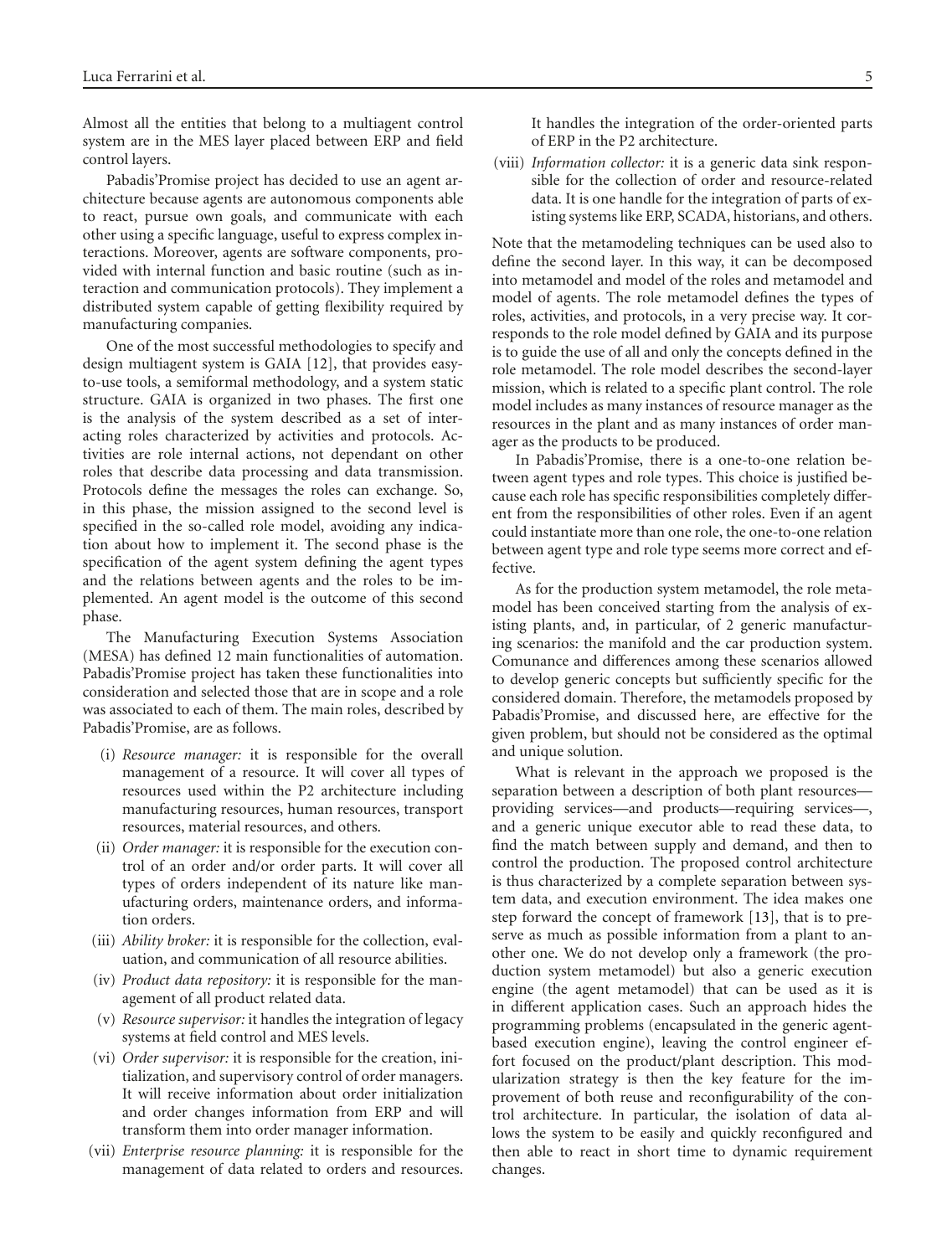Almost all the entities that belong to a multiagent control system are in the MES layer placed between ERP and field control layers.

Pabadis'Promise project has decided to use an agent architecture because agents are autonomous components able to react, pursue own goals, and communicate with each other using a specific language, useful to express complex interactions. Moreover, agents are software components, provided with internal function and basic routine (such as interaction and communication protocols). They implement a distributed system capable of getting flexibility required by manufacturing companies.

One of the most successful methodologies to specify and design multiagent system is GAIA [12], that provides easy-to-use tools, a semiformal methodology, and a system static structure. GAIA is organized in two phases. The first one is the analysis of the system described as a set of interacting roles characterized by activities and protocols. Activities are role internal actions, not dependant on other roles that describe data processing and data transmission. Protocols define the messages the roles can exchange. So, in this phase, the mission assigned to the second level is specified in the so-called role model, avoiding any indication about how to implement it. The second phase is the specification of the agent system defining the agent types and the relations between agents and the roles to be implemented. An agent model is the outcome of this second phase.

The Manufacturing Execution Systems Association (MESA) has defined 12 main functionalities of automation. Pabadis'Promise project has taken these functionalities into consideration and selected those that are in scope and a role was associated to each of them. The main roles, described by Pabadis'Promise, are as follows.

- (i) *Resource manager:* it is responsible for the overall management of a resource. It will cover all types of resources used within the P2 architecture including manufacturing resources, human resources, transport resources, material resources, and others.
- (ii) *Order manager:* it is responsible for the execution control of an order and/or order parts. It will cover all types of orders independent of its nature like manufacturing orders, maintenance orders, and information orders.
- (iii) *Ability broker:* it is responsible for the collection, evaluation, and communication of all resource abilities.
- (iv) *Product data repository:* it is responsible for the management of all product related data.
- (v) *Resource supervisor:* it handles the integration of legacy systems at field control and MES levels.
- (vi) *Order supervisor:* it is responsible for the creation, initialization, and supervisory control of order managers. It will receive information about order initialization and order changes information from ERP and will transform them into order manager information.
- (vii) *Enterprise resource planning:* it is responsible for the management of data related to orders and resources. It handles the integration of the order-oriented parts of ERP in the P2 architecture.
- (viii) *Information collector:* it is a generic data sink responsible for the collection of order and resource-related data. It is one handle for the integration of parts of existing systems like ERP, SCADA, historians, and others.

Note that the metamodeling techniques can be used also to define the second layer. In this way, it can be decomposed into metamodel and model of the roles and metamodel and model of agents. The role metamodel defines the types of roles, activities, and protocols, in a very precise way. It corresponds to the role model defined by GAIA and its purpose is to guide the use of all and only the concepts defined in the role metamodel. The role model describes the second-layer mission, which is related to a specific plant control. The role model includes as many instances of resource manager as the resources in the plant and as many instances of order manager as the products to be produced.

In Pabadis'Promise, there is a one-to-one relation between agent types and role types. This choice is justified because each role has specific responsibilities completely different from the responsibilities of other roles. Even if an agent could instantiate more than one role, the one-to-one relation between agent type and role type seems more correct and effective.

As for the production system metamodel, the role metamodel has been conceived starting from the analysis of existing plants, and, in particular, of 2 generic manufacturing scenarios: the manifold and the car production system. Comunance and differences among these scenarios allowed to develop generic concepts but sufficiently specific for the considered domain. Therefore, the metamodels proposed by Pabadis'Promise, and discussed here, are effective for the given problem, but should not be considered as the optimal and unique solution.

What is relevant in the approach we proposed is the separation between a description of both plant resources—providing services—and products—requiring services—, and a generic unique executor able to read these data, to find the match between supply and demand, and then to control the production. The proposed control architecture is thus characterized by a complete separation between system data, and execution environment. The idea makes one step forward the concept of framework [13], that is to preserve as much as possible information from a plant to another one. We do not develop only a framework (the production system metamodel) but also a generic execution engine (the agent metamodel) that can be used as it is in different application cases. Such an approach hides the programming problems (encapsulated in the generic agent-based execution engine), leaving the control engineer effort focused on the product/plant description. This modularization strategy is then the key feature for the improvement of both reuse and reconfigurability of the control architecture. In particular, the isolation of data allows the system to be easily and quickly reconfigured and then able to react in short time to dynamic requirement changes.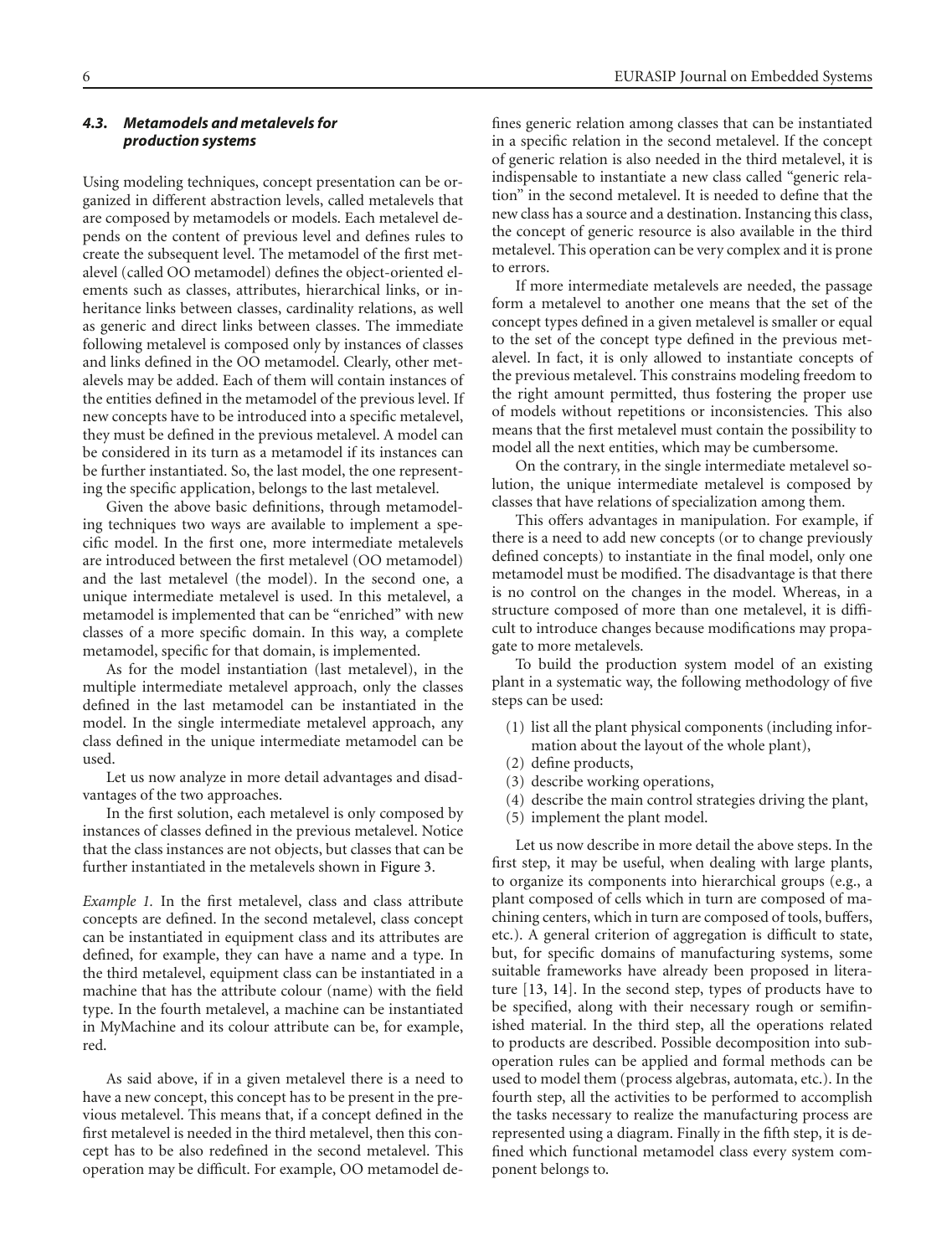### 4.3. Metamodels and metalevels for production systems

Using modeling techniques, concept presentation can be organized in different abstraction levels, called metalevels that are composed by metamodels or models. Each metalevel depends on the content of previous level and defines rules to create the subsequent level. The metamodel of the first metalevel (called OO metamodel) defines the object-oriented elements such as classes, attributes, hierarchical links, or inheritance links between classes, cardinality relations, as well as generic and direct links between classes. The immediate following metalevel is composed only by instances of classes and links defined in the OO metamodel. Clearly, other metalevels may be added. Each of them will contain instances of the entities defined in the metamodel of the previous level. If new concepts have to be introduced into a specific metalevel, they must be defined in the previous metalevel. A model can be considered in its turn as a metamodel if its instances can be further instantiated. So, the last model, the one representing the specific application, belongs to the last metalevel.

Given the above basic definitions, through metamodeling techniques two ways are available to implement a specific model. In the first one, more intermediate metalevels are introduced between the first metalevel (OO metamodel) and the last metalevel (the model). In the second one, a unique intermediate metalevel is used. In this metalevel, a metamodel is implemented that can be "enriched" with new classes of a more specific domain. In this way, a complete metamodel, specific for that domain, is implemented.

As for the model instantiation (last metalevel), in the multiple intermediate metalevel approach, only the classes defined in the last metamodel can be instantiated in the model. In the single intermediate metalevel approach, any class defined in the unique intermediate metamodel can be used.

Let us now analyze in more detail advantages and disadvantages of the two approaches.

In the first solution, each metalevel is only composed by instances of classes defined in the previous metalevel. Notice that the class instances are not objects, but classes that can be further instantiated in the metalevels shown in Figure 3.

*Example 1.* In the first metalevel, class and class attribute concepts are defined. In the second metalevel, class concept can be instantiated in equipment class and its attributes are defined, for example, they can have a name and a type. In the third metalevel, equipment class can be instantiated in a machine that has the attribute colour (name) with the field type. In the fourth metalevel, a machine can be instantiated in MyMachine and its colour attribute can be, for example, red.

As said above, if in a given metalevel there is a need to have a new concept, this concept has to be present in the previous metalevel. This means that, if a concept defined in the first metalevel is needed in the third metalevel, then this concept has to be also redefined in the second metalevel. This operation may be difficult. For example, OO metamodel defines generic relation among classes that can be instantiated in a specific relation in the second metalevel. If the concept of generic relation is also needed in the third metalevel, it is indispensable to instantiate a new class called "generic relation" in the second metalevel. It is needed to define that the new class has a source and a destination. Instancing this class, the concept of generic resource is also available in the third metalevel. This operation can be very complex and it is prone to errors.

If more intermediate metalevels are needed, the passage form a metalevel to another one means that the set of the concept types defined in a given metalevel is smaller or equal to the set of the concept type defined in the previous metalevel. In fact, it is only allowed to instantiate concepts of the previous metalevel. This constrains modeling freedom to the right amount permitted, thus fostering the proper use of models without repetitions or inconsistencies. This also means that the first metalevel must contain the possibility to model all the next entities, which may be cumbersome.

On the contrary, in the single intermediate metalevel solution, the unique intermediate metalevel is composed by classes that have relations of specialization among them.

This offers advantages in manipulation. For example, if there is a need to add new concepts (or to change previously defined concepts) to instantiate in the final model, only one metamodel must be modified. The disadvantage is that there is no control on the changes in the model. Whereas, in a structure composed of more than one metalevel, it is difficult to introduce changes because modifications may propagate to more metalevels.

To build the production system model of an existing plant in a systematic way, the following methodology of five steps can be used:

(1) list all the plant physical components (including information about the layout of the whole plant),
(2) define products,
(3) describe working operations,
(4) describe the main control strategies driving the plant,
(5) implement the plant model.

Let us now describe in more detail the above steps. In the first step, it may be useful, when dealing with large plants, to organize its components into hierarchical groups (e.g., a plant composed of cells which in turn are composed of machining centers, which in turn are composed of tools, buffers, etc.). A general criterion of aggregation is difficult to state, but, for specific domains of manufacturing systems, some suitable frameworks have already been proposed in literature [13, 14]. In the second step, types of products have to be specified, along with their necessary rough or semifinished material. In the third step, all the operations related to products are described. Possible decomposition into suboperation rules can be applied and formal methods can be used to model them (process algebras, automata, etc.). In the fourth step, all the activities to be performed to accomplish the tasks necessary to realize the manufacturing process are represented using a diagram. Finally in the fifth step, it is defined which functional metamodel class every system component belongs to.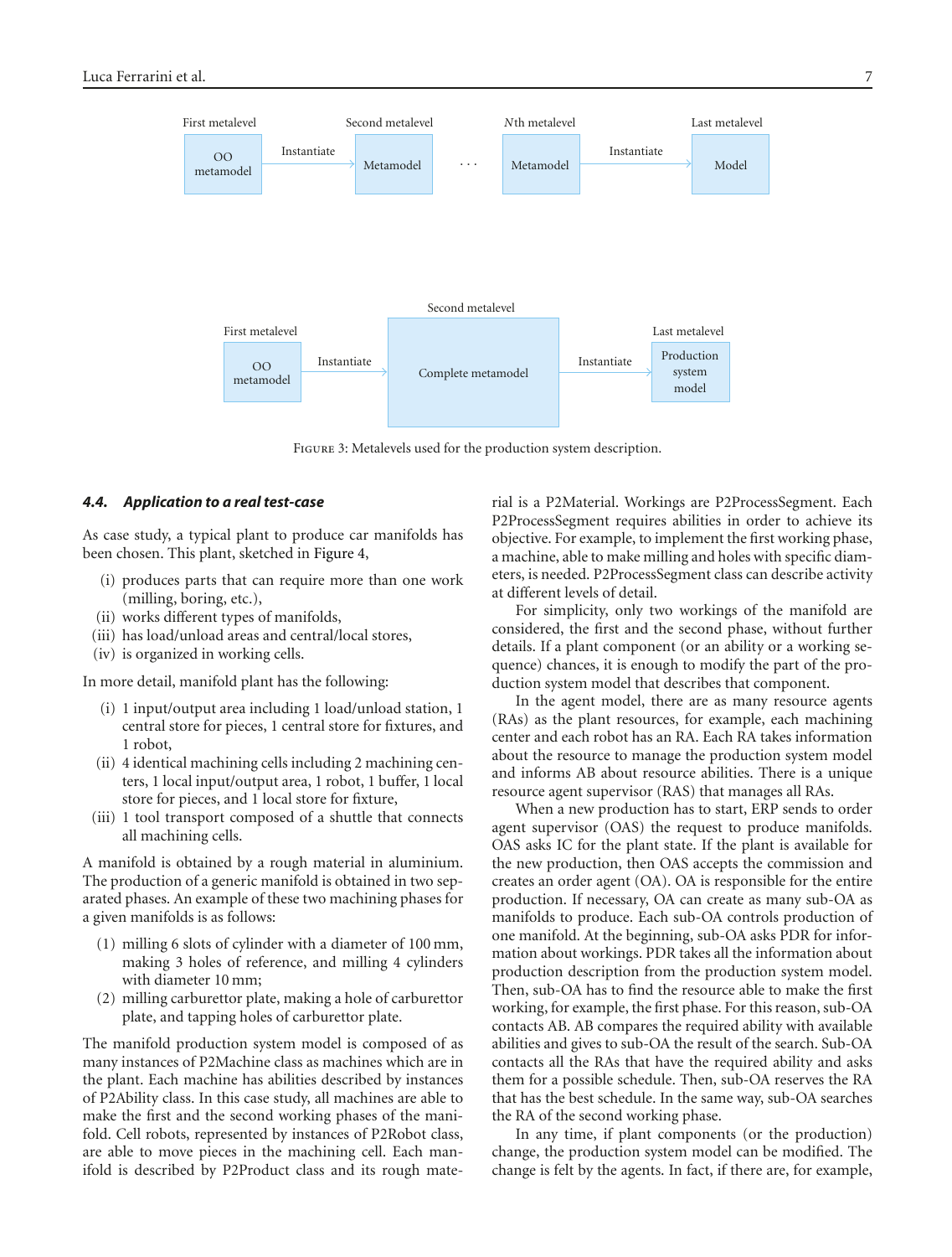First metalevel

OO metamodel

Instantiate

Second metalevel

Metamodel

· · ·

*N*th metalevel

Metamodel

Instantiate

Last metalevel

Model

First metalevel

OO metamodel

Instantiate

Second metalevel

Complete metamodel

Instantiate

Last metalevel

Production system model

Figure 3: Metalevels used for the production system description.

### *4.4. Application to a real test-case*

As case study, a typical plant to produce car manifolds has been chosen. This plant, sketched in Figure 4,

- (i) produces parts that can require more than one work (milling, boring, etc.),
- (ii) works different types of manifolds,
- (iii) has load/unload areas and central/local stores,
- (iv) is organized in working cells.

In more detail, manifold plant has the following:

- (i) 1 input/output area including 1 load/unload station, 1 central store for pieces, 1 central store for fixtures, and 1 robot,
- (ii) 4 identical machining cells including 2 machining centers, 1 local input/output area, 1 robot, 1 buffer, 1 local store for pieces, and 1 local store for fixture,
- (iii) 1 tool transport composed of a shuttle that connects all machining cells.

A manifold is obtained by a rough material in aluminium. The production of a generic manifold is obtained in two separated phases. An example of these two machining phases for a given manifolds is as follows:

1. milling 6 slots of cylinder with a diameter of 100 mm, making 3 holes of reference, and milling 4 cylinders with diameter 10 mm;
2. milling carburettor plate, making a hole of carburettor plate, and tapping holes of carburettor plate.

The manifold production system model is composed of as many instances of P2Machine class as machines which are in the plant. Each machine has abilities described by instances of P2Ability class. In this case study, all machines are able to make the first and the second working phases of the manifold. Cell robots, represented by instances of P2Robot class, are able to move pieces in the machining cell. Each manifold is described by P2Product class and its rough material is a P2Material. Workings are P2ProcessSegment. Each P2ProcessSegment requires abilities in order to achieve its objective. For example, to implement the first working phase, a machine, able to make milling and holes with specific diameters, is needed. P2ProcessSegment class can describe activity at different levels of detail.

For simplicity, only two workings of the manifold are considered, the first and the second phase, without further details. If a plant component (or an ability or a working sequence) chances, it is enough to modify the part of the production system model that describes that component.

In the agent model, there are as many resource agents (RAs) as the plant resources, for example, each machining center and each robot has an RA. Each RA takes information about the resource to manage the production system model and informs AB about resource abilities. There is a unique resource agent supervisor (RAS) that manages all RAs.

When a new production has to start, ERP sends to order agent supervisor (OAS) the request to produce manifolds. OAS asks IC for the plant state. If the plant is available for the new production, then OAS accepts the commission and creates an order agent (OA). OA is responsible for the entire production. If necessary, OA can create as many sub-OA as manifolds to produce. Each sub-OA controls production of one manifold. At the beginning, sub-OA asks PDR for information about workings. PDR takes all the information about production description from the production system model. Then, sub-OA has to find the resource able to make the first working, for example, the first phase. For this reason, sub-OA contacts AB. AB compares the required ability with available abilities and gives to sub-OA the result of the search. Sub-OA contacts all the RAs that have the required ability and asks them for a possible schedule. Then, sub-OA reserves the RA that has the best schedule. In the same way, sub-OA searches the RA of the second working phase.

In any time, if plant components (or the production) change, the production system model can be modified. The change is felt by the agents. In fact, if there are, for example,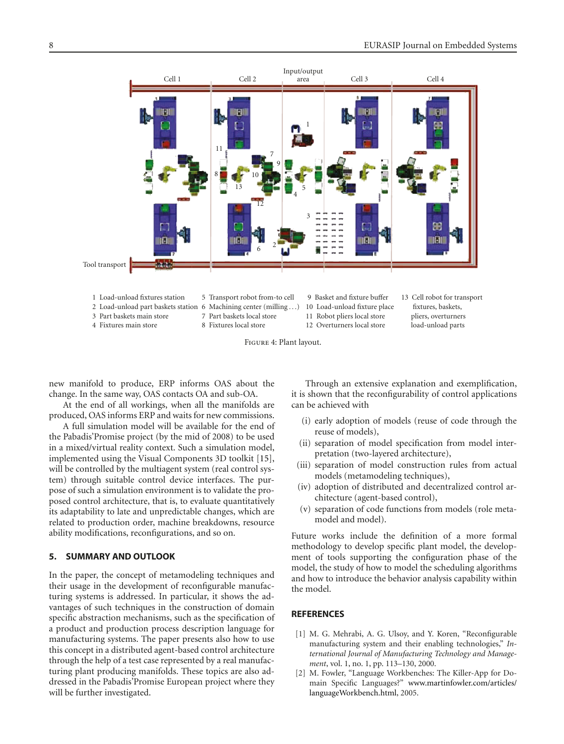Input/output area

Cell 1

Cell 2

Cell 3

Cell 4

Tool transport

1 Load-unload fixtures station
2 Load-unload part baskets station
3 Part baskets main store
4 Fixtures main store
5 Transport robot from-to cell
6 Machining center (milling . . . )
7 Part baskets local store
8 Fixtures local store
9 Basket and fixture buffer
10 Load-unload fixture place
11 Robot pliers local store
12 Overturners local store
13 Cell robot for transport fixtures, baskets, pliers, overturners load-unload parts

Figure 4: Plant layout.

new manifold to produce, ERP informs OAS about the change. In the same way, OAS contacts OA and sub-OA.

At the end of all workings, when all the manifolds are produced, OAS informs ERP and waits for new commissions.

A full simulation model will be available for the end of the Pabadis'Promise project (by the mid of 2008) to be used in a mixed/virtual reality context. Such a simulation model, implemented using the Visual Components 3D toolkit [15], will be controlled by the multiagent system (real control system) through suitable control device interfaces. The purpose of such a simulation environment is to validate the proposed control architecture, that is, to evaluate quantitatively its adaptability to late and unpredictable changes, which are related to production order, machine breakdowns, resource ability modifications, reconfigurations, and so on.

## 5. SUMMARY AND OUTLOOK

In the paper, the concept of metamodeling techniques and their usage in the development of reconfigurable manufacturing systems is addressed. In particular, it shows the advantages of such techniques in the construction of domain specific abstraction mechanisms, such as the specification of a product and production process description language for manufacturing systems. The paper presents also how to use this concept in a distributed agent-based control architecture through the help of a test case represented by a real manufacturing plant producing manifolds. These topics are also addressed in the Pabadis'Promise European project where they will be further investigated.

Through an extensive explanation and exemplification, it is shown that the reconfigurability of control applications can be achieved with

(i) early adoption of models (reuse of code through the reuse of models),
(ii) separation of model specification from model interpretation (two-layered architecture),
(iii) separation of model construction rules from actual models (metamodeling techniques),
(iv) adoption of distributed and decentralized control architecture (agent-based control),
(v) separation of code functions from models (role metamodel and model).

Future works include the definition of a more formal methodology to develop specific plant model, the development of tools supporting the configuration phase of the model, the study of how to model the scheduling algorithms and how to introduce the behavior analysis capability within the model.

## REFERENCES

[1] M. G. Mehrabi, A. G. Ulsoy, and Y. Koren, "Reconfigurable manufacturing system and their enabling technologies," *International Journal of Manufacturing Technology and Management*, vol. 1, no. 1, pp. 113–130, 2000.

[2] M. Fowler, "Language Workbenches: The Killer-App for Domain Specific Languages?" www.martinfowler.com/articles/languageWorkbench.html, 2005.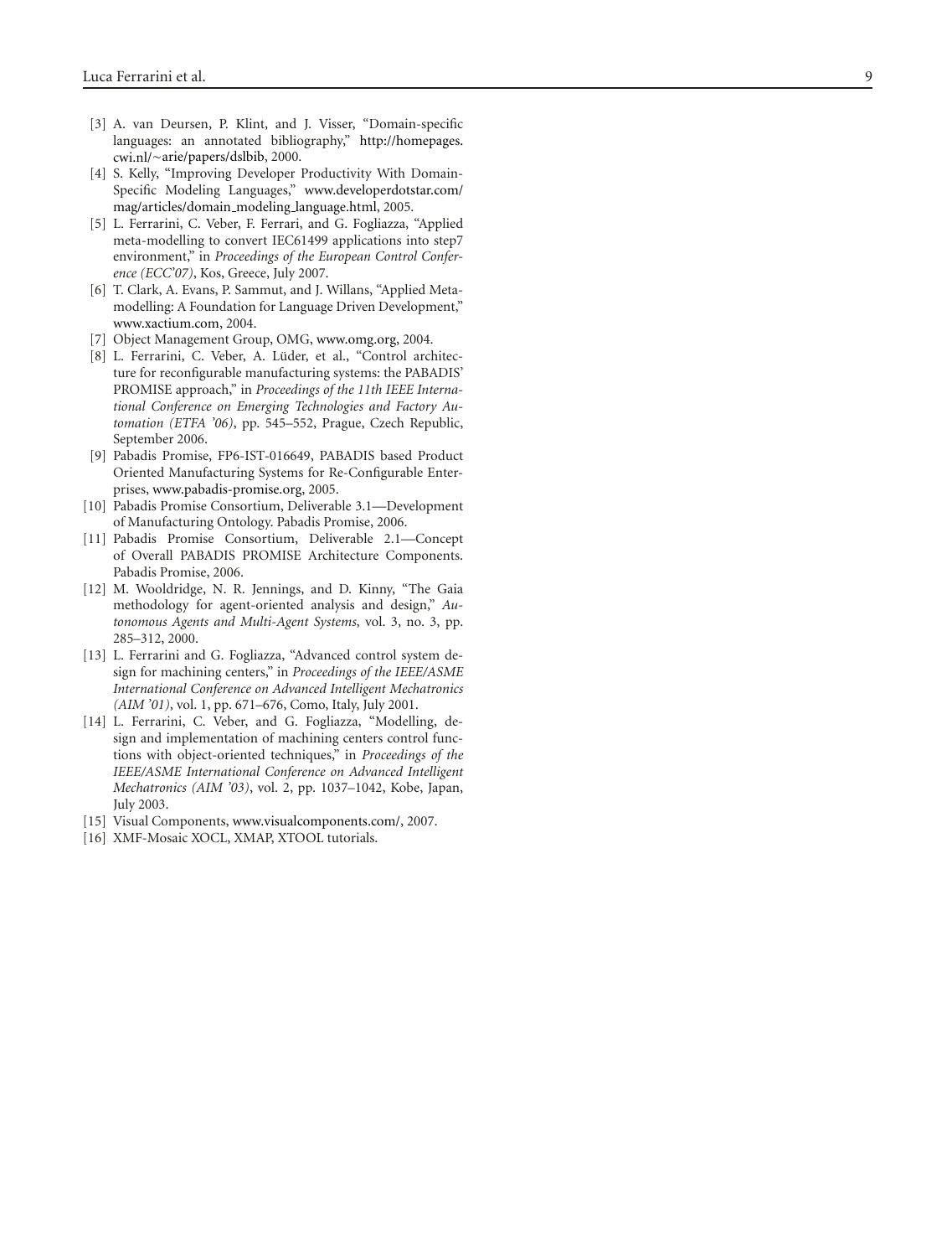[3] A. van Deursen, P. Klint, and J. Visser, "Domain-specific languages: an annotated bibliography," http://homepages.cwi.nl/~arie/papers/dslbib, 2000.

[4] S. Kelly, "Improving Developer Productivity With Domain-Specific Modeling Languages," www.developerdotstar.com/mag/articles/domain_modeling_language.html, 2005.

[5] L. Ferrarini, C. Veber, F. Ferrari, and G. Fogliazza, "Applied meta-modelling to convert IEC61499 applications into step7 environment," in *Proceedings of the European Control Conference (ECC'07)*, Kos, Greece, July 2007.

[6] T. Clark, A. Evans, P. Sammut, and J. Willans, "Applied Metamodelling: A Foundation for Language Driven Development," www.xactium.com, 2004.

[7] Object Management Group, OMG, www.omg.org, 2004.

[8] L. Ferrarini, C. Veber, A. Lüder, et al., "Control architecture for reconfigurable manufacturing systems: the PABADIS' PROMISE approach," in *Proceedings of the 11th IEEE International Conference on Emerging Technologies and Factory Automation (ETFA '06)*, pp. 545–552, Prague, Czech Republic, September 2006.

[9] Pabadis Promise, FP6-IST-016649, PABADIS based Product Oriented Manufacturing Systems for Re-Configurable Enterprises, www.pabadis-promise.org, 2005.

[10] Pabadis Promise Consortium, Deliverable 3.1—Development of Manufacturing Ontology. Pabadis Promise, 2006.

[11] Pabadis Promise Consortium, Deliverable 2.1—Concept of Overall PABADIS PROMISE Architecture Components. Pabadis Promise, 2006.

[12] M. Wooldridge, N. R. Jennings, and D. Kinny, "The Gaia methodology for agent-oriented analysis and design," *Autonomous Agents and Multi-Agent Systems*, vol. 3, no. 3, pp. 285–312, 2000.

[13] L. Ferrarini and G. Fogliazza, "Advanced control system design for machining centers," in *Proceedings of the IEEE/ASME International Conference on Advanced Intelligent Mechatronics (AIM '01)*, vol. 1, pp. 671–676, Como, Italy, July 2001.

[14] L. Ferrarini, C. Veber, and G. Fogliazza, "Modelling, design and implementation of machining centers control functions with object-oriented techniques," in *Proceedings of the IEEE/ASME International Conference on Advanced Intelligent Mechatronics (AIM '03)*, vol. 2, pp. 1037–1042, Kobe, Japan, July 2003.

[15] Visual Components, www.visualcomponents.com/, 2007.

[16] XMF-Mosaic XOCL, XMAP, XTOOL tutorials.